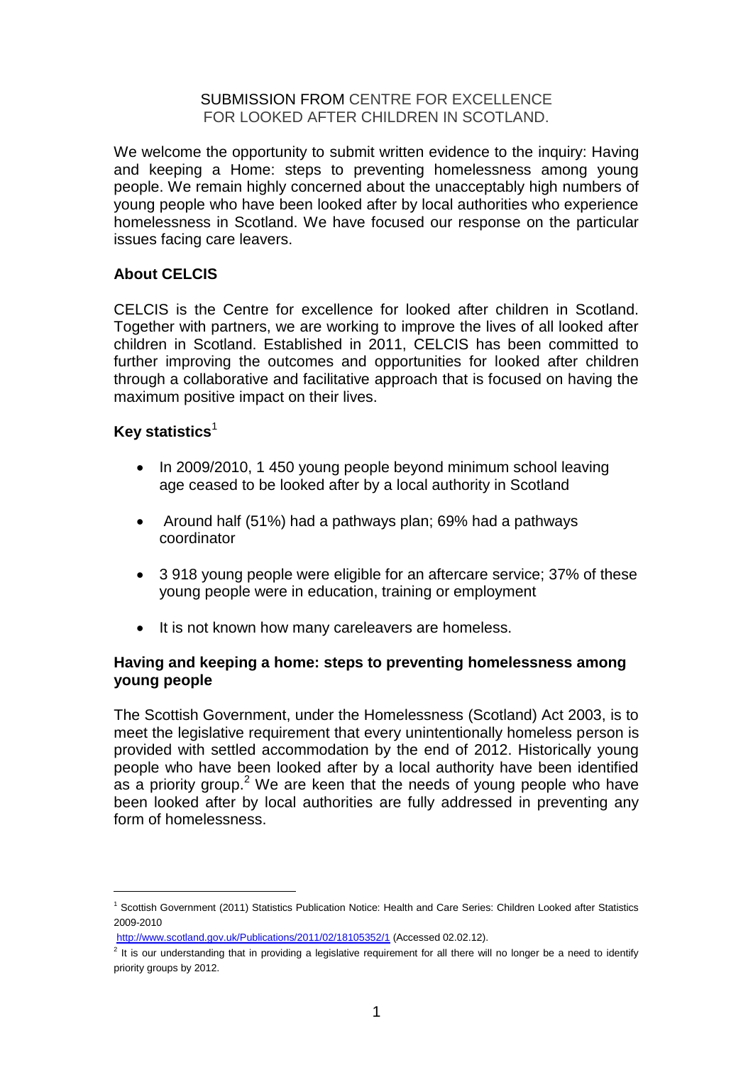SUBMISSION FROM CENTRE FOR EXCELLENCE FOR LOOKED AFTER CHILDREN IN SCOTLAND.

We welcome the opportunity to submit written evidence to the inquiry: Having and keeping a Home: steps to preventing homelessness among young people. We remain highly concerned about the unacceptably high numbers of young people who have been looked after by local authorities who experience homelessness in Scotland. We have focused our response on the particular issues facing care leavers.

## About CELCIS

CELCIS is the Centre for excellence for looked after children in Scotland. Together with partners, we are working to improve the lives of all looked after children in Scotland. Established in 2011, CELCIS has been committed to further improving the outcomes and opportunities for looked after children through a collaborative and facilitative approach that is focused on having the maximum positive impact on their lives.

## Key statistics[1]

- In 2009/2010, 1 450 young people beyond minimum school leaving age ceased to be looked after by a local authority in Scotland
- Around half (51%) had a pathways plan; 69% had a pathways coordinator
- 3 918 young people were eligible for an aftercare service; 37% of these young people were in education, training or employment
- It is not known how many careleavers are homeless.

## Having and keeping a home: steps to preventing homelessness among young people

The Scottish Government, under the Homelessness (Scotland) Act 2003, is to meet the legislative requirement that every unintentionally homeless person is provided with settled accommodation by the end of 2012. Historically young people who have been looked after by a local authority have been identified as a priority group.[2] We are keen that the needs of young people who have been looked after by local authorities are fully addressed in preventing any form of homelessness.

---

[1] Scottish Government (2011) Statistics Publication Notice: Health and Care Series: Children Looked after Statistics 2009-2010 http://www.scotland.gov.uk/Publications/2011/02/18105352/1 (Accessed 02.02.12).

[2] It is our understanding that in providing a legislative requirement for all there will no longer be a need to identify priority groups by 2012.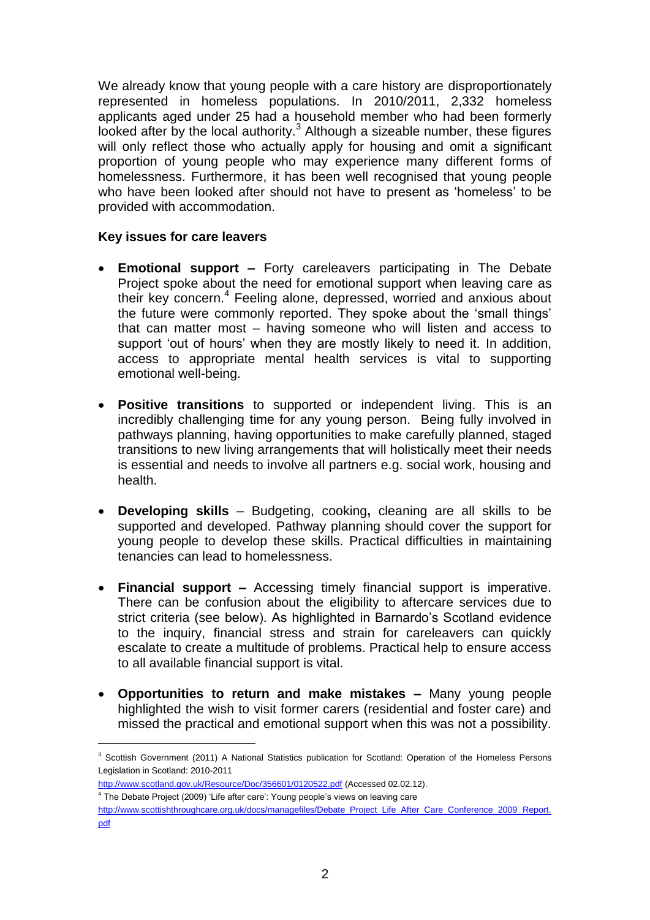We already know that young people with a care history are disproportionately represented in homeless populations. In 2010/2011, 2,332 homeless applicants aged under 25 had a household member who had been formerly looked after by the local authority.[3] Although a sizeable number, these figures will only reflect those who actually apply for housing and omit a significant proportion of young people who may experience many different forms of homelessness. Furthermore, it has been well recognised that young people who have been looked after should not have to present as 'homeless' to be provided with accommodation.

**Key issues for care leavers**

- **Emotional support –** Forty careleavers participating in The Debate Project spoke about the need for emotional support when leaving care as their key concern.[4] Feeling alone, depressed, worried and anxious about the future were commonly reported. They spoke about the 'small things' that can matter most – having someone who will listen and access to support 'out of hours' when they are mostly likely to need it. In addition, access to appropriate mental health services is vital to supporting emotional well-being.

- **Positive transitions** to supported or independent living. This is an incredibly challenging time for any young person. Being fully involved in pathways planning, having opportunities to make carefully planned, staged transitions to new living arrangements that will holistically meet their needs is essential and needs to involve all partners e.g. social work, housing and health.

- **Developing skills** – Budgeting, cooking**,** cleaning are all skills to be supported and developed. Pathway planning should cover the support for young people to develop these skills. Practical difficulties in maintaining tenancies can lead to homelessness.

- **Financial support –** Accessing timely financial support is imperative. There can be confusion about the eligibility to aftercare services due to strict criteria (see below). As highlighted in Barnardo's Scotland evidence to the inquiry, financial stress and strain for careleavers can quickly escalate to create a multitude of problems. Practical help to ensure access to all available financial support is vital.

- **Opportunities to return and make mistakes –** Many young people highlighted the wish to visit former carers (residential and foster care) and missed the practical and emotional support when this was not a possibility.

---

[3] Scottish Government (2011) A National Statistics publication for Scotland: Operation of the Homeless Persons Legislation in Scotland: 2010-2011 http://www.scotland.gov.uk/Resource/Doc/356601/0120522.pdf (Accessed 02.02.12).

[4] The Debate Project (2009) 'Life after care': Young people's views on leaving care http://www.scottishthroughcare.org.uk/docs/managefiles/Debate_Project_Life_After_Care_Conference_2009_Report.pdf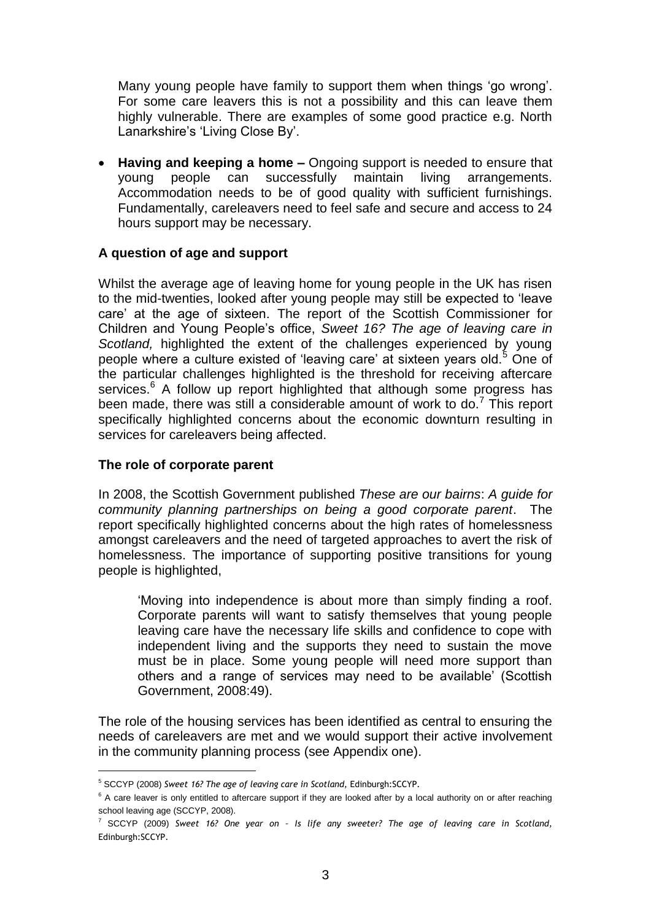Many young people have family to support them when things 'go wrong'. For some care leavers this is not a possibility and this can leave them highly vulnerable. There are examples of some good practice e.g. North Lanarkshire's 'Living Close By'.

- **Having and keeping a home –** Ongoing support is needed to ensure that young people can successfully maintain living arrangements. Accommodation needs to be of good quality with sufficient furnishings. Fundamentally, careleavers need to feel safe and secure and access to 24 hours support may be necessary.

### A question of age and support

Whilst the average age of leaving home for young people in the UK has risen to the mid-twenties, looked after young people may still be expected to 'leave care' at the age of sixteen. The report of the Scottish Commissioner for Children and Young People's office, *Sweet 16? The age of leaving care in Scotland,* highlighted the extent of the challenges experienced by young people where a culture existed of 'leaving care' at sixteen years old.[5] One of the particular challenges highlighted is the threshold for receiving aftercare services.[6] A follow up report highlighted that although some progress has been made, there was still a considerable amount of work to do.[7] This report specifically highlighted concerns about the economic downturn resulting in services for careleavers being affected.

### The role of corporate parent

In 2008, the Scottish Government published *These are our bairns*: *A guide for community planning partnerships on being a good corporate parent*. The report specifically highlighted concerns about the high rates of homelessness amongst careleavers and the need of targeted approaches to avert the risk of homelessness. The importance of supporting positive transitions for young people is highlighted,

> 'Moving into independence is about more than simply finding a roof. Corporate parents will want to satisfy themselves that young people leaving care have the necessary life skills and confidence to cope with independent living and the supports they need to sustain the move must be in place. Some young people will need more support than others and a range of services may need to be available' (Scottish Government, 2008:49).

The role of the housing services has been identified as central to ensuring the needs of careleavers are met and we would support their active involvement in the community planning process (see Appendix one).

---

[5] SCCYP (2008) *Sweet 16? The age of leaving care in Scotland,* Edinburgh:SCCYP.

[6] A care leaver is only entitled to aftercare support if they are looked after by a local authority on or after reaching school leaving age (SCCYP, 2008).

[7] SCCYP (2009) *Sweet 16? One year on – Is life any sweeter? The age of leaving care in Scotland,* Edinburgh:SCCYP.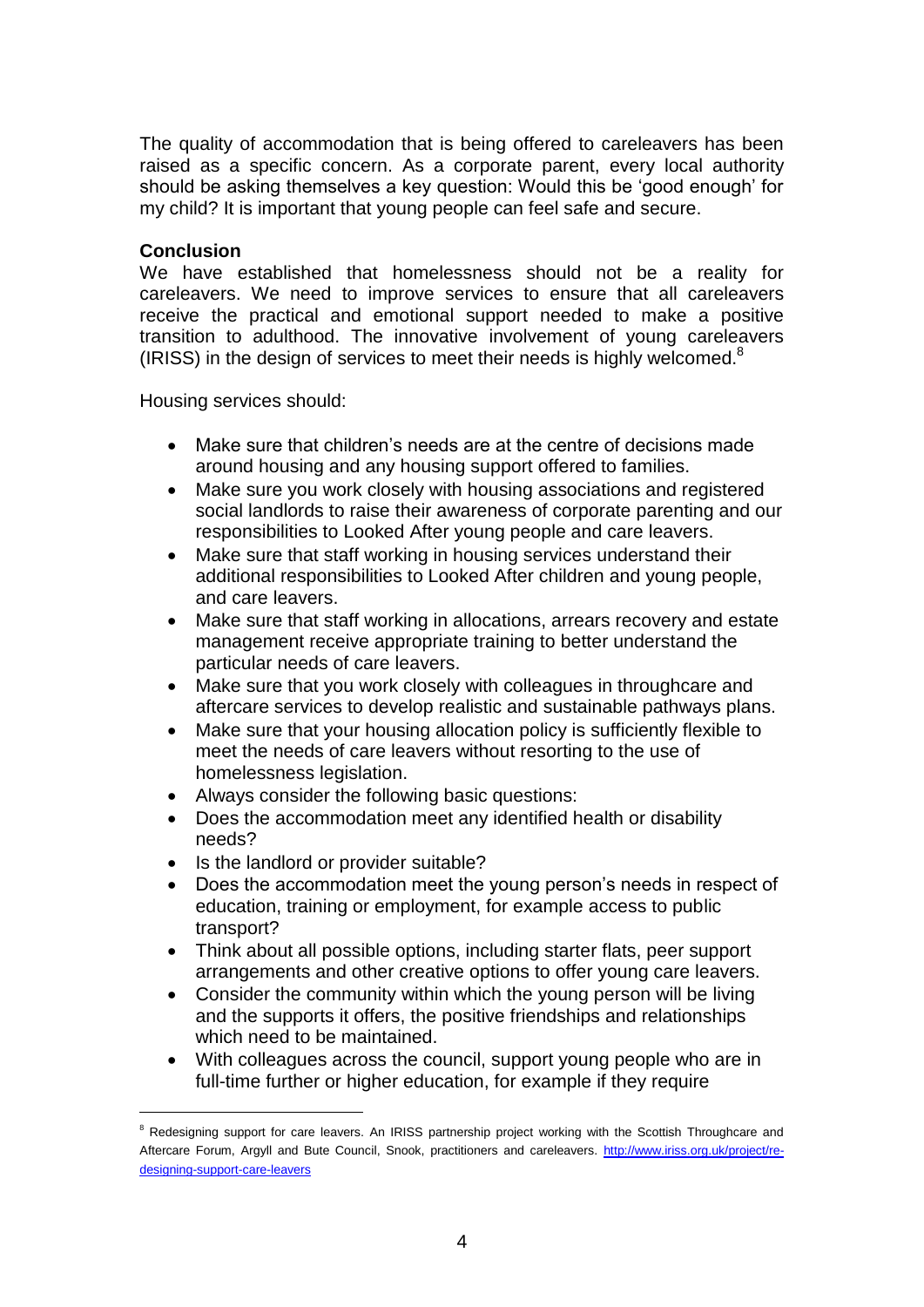The quality of accommodation that is being offered to careleavers has been raised as a specific concern. As a corporate parent, every local authority should be asking themselves a key question: Would this be 'good enough' for my child? It is important that young people can feel safe and secure.

**Conclusion**

We have established that homelessness should not be a reality for careleavers. We need to improve services to ensure that all careleavers receive the practical and emotional support needed to make a positive transition to adulthood. The innovative involvement of young careleavers (IRISS) in the design of services to meet their needs is highly welcomed.[8]

Housing services should:

- Make sure that children's needs are at the centre of decisions made around housing and any housing support offered to families.
- Make sure you work closely with housing associations and registered social landlords to raise their awareness of corporate parenting and our responsibilities to Looked After young people and care leavers.
- Make sure that staff working in housing services understand their additional responsibilities to Looked After children and young people, and care leavers.
- Make sure that staff working in allocations, arrears recovery and estate management receive appropriate training to better understand the particular needs of care leavers.
- Make sure that you work closely with colleagues in throughcare and aftercare services to develop realistic and sustainable pathways plans.
- Make sure that your housing allocation policy is sufficiently flexible to meet the needs of care leavers without resorting to the use of homelessness legislation.
- Always consider the following basic questions:
- Does the accommodation meet any identified health or disability needs?
- Is the landlord or provider suitable?
- Does the accommodation meet the young person's needs in respect of education, training or employment, for example access to public transport?
- Think about all possible options, including starter flats, peer support arrangements and other creative options to offer young care leavers.
- Consider the community within which the young person will be living and the supports it offers, the positive friendships and relationships which need to be maintained.
- With colleagues across the council, support young people who are in full-time further or higher education, for example if they require

---

[8] Redesigning support for care leavers. An IRISS partnership project working with the Scottish Throughcare and Aftercare Forum, Argyll and Bute Council, Snook, practitioners and careleavers. http://www.iriss.org.uk/project/re-designing-support-care-leavers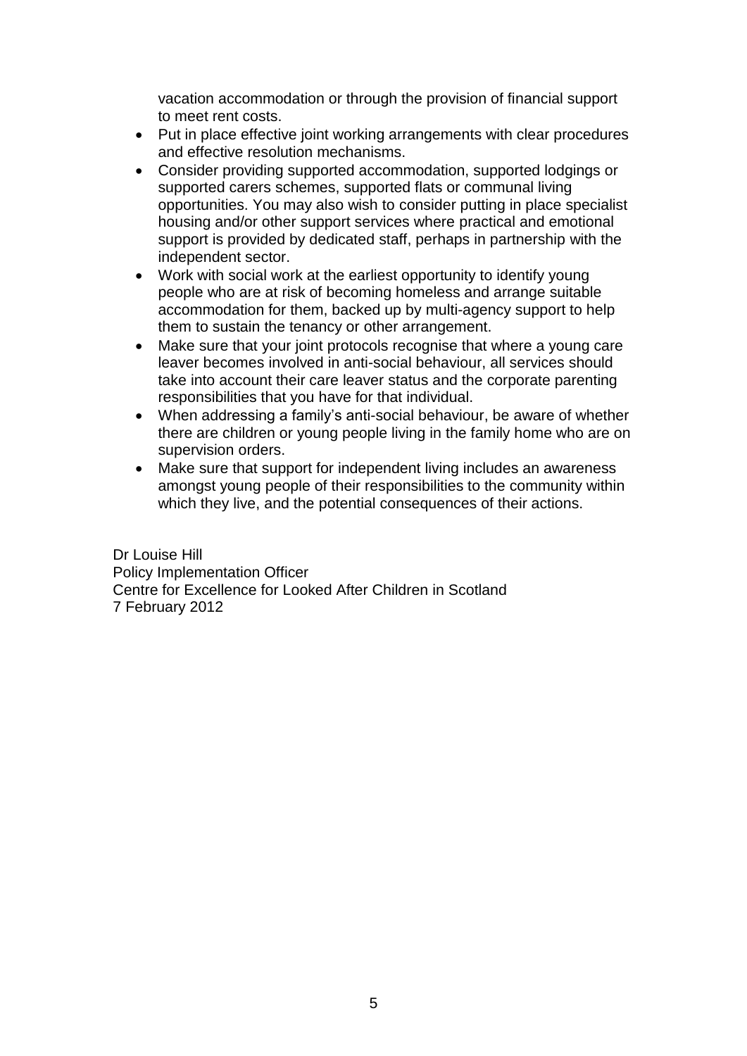vacation accommodation or through the provision of financial support to meet rent costs.

- Put in place effective joint working arrangements with clear procedures and effective resolution mechanisms.
- Consider providing supported accommodation, supported lodgings or supported carers schemes, supported flats or communal living opportunities. You may also wish to consider putting in place specialist housing and/or other support services where practical and emotional support is provided by dedicated staff, perhaps in partnership with the independent sector.
- Work with social work at the earliest opportunity to identify young people who are at risk of becoming homeless and arrange suitable accommodation for them, backed up by multi-agency support to help them to sustain the tenancy or other arrangement.
- Make sure that your joint protocols recognise that where a young care leaver becomes involved in anti-social behaviour, all services should take into account their care leaver status and the corporate parenting responsibilities that you have for that individual.
- When addressing a family's anti-social behaviour, be aware of whether there are children or young people living in the family home who are on supervision orders.
- Make sure that support for independent living includes an awareness amongst young people of their responsibilities to the community within which they live, and the potential consequences of their actions.

Dr Louise Hill
Policy Implementation Officer
Centre for Excellence for Looked After Children in Scotland
7 February 2012